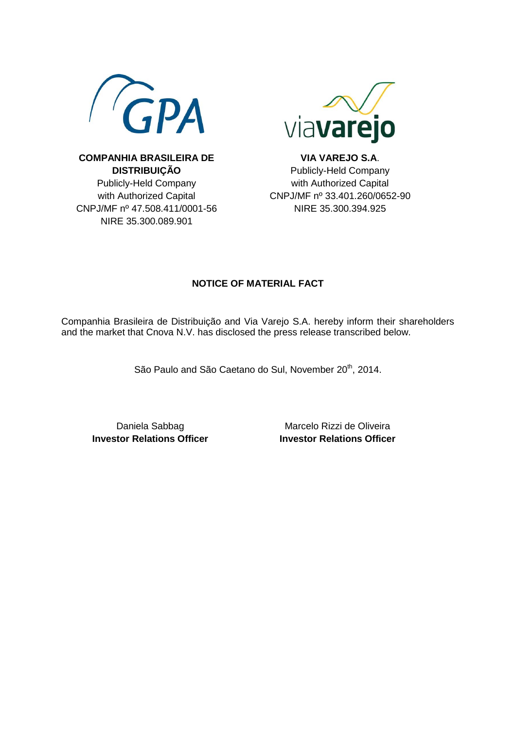**COMPANHIA BRASILEIRA DE DISTRIBUIÇÃO**
Publicly-Held Company
with Authorized Capital
CNPJ/MF nº 47.508.411/0001-56
NIRE 35.300.089.901

**VIA VAREJO S.A**.
Publicly-Held Company
with Authorized Capital
CNPJ/MF nº 33.401.260/0652-90
NIRE 35.300.394.925

**NOTICE OF MATERIAL FACT**

Companhia Brasileira de Distribuição and Via Varejo S.A. hereby inform their shareholders and the market that Cnova N.V. has disclosed the press release transcribed below.

São Paulo and São Caetano do Sul, November 20th, 2014.

Daniela Sabbag
**Investor Relations Officer**

Marcelo Rizzi de Oliveira
**Investor Relations Officer**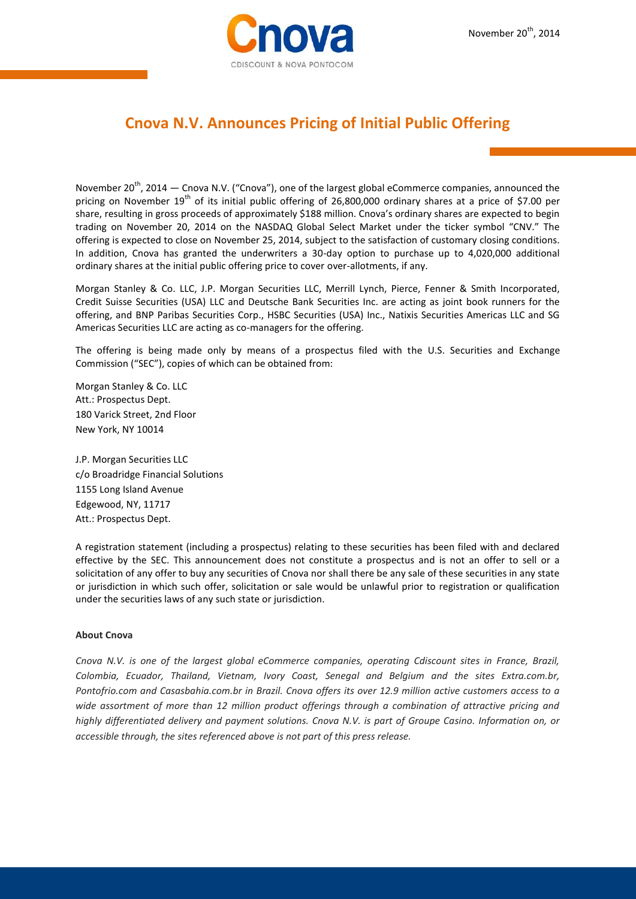November 20th, 2014

# Cnova N.V. Announces Pricing of Initial Public Offering

November 20th, 2014 — Cnova N.V. ("Cnova"), one of the largest global eCommerce companies, announced the pricing on November 19th of its initial public offering of 26,800,000 ordinary shares at a price of $7.00 per share, resulting in gross proceeds of approximately $188 million. Cnova's ordinary shares are expected to begin trading on November 20, 2014 on the NASDAQ Global Select Market under the ticker symbol "CNV." The offering is expected to close on November 25, 2014, subject to the satisfaction of customary closing conditions. In addition, Cnova has granted the underwriters a 30-day option to purchase up to 4,020,000 additional ordinary shares at the initial public offering price to cover over-allotments, if any.

Morgan Stanley & Co. LLC, J.P. Morgan Securities LLC, Merrill Lynch, Pierce, Fenner & Smith Incorporated, Credit Suisse Securities (USA) LLC and Deutsche Bank Securities Inc. are acting as joint book runners for the offering, and BNP Paribas Securities Corp., HSBC Securities (USA) Inc., Natixis Securities Americas LLC and SG Americas Securities LLC are acting as co-managers for the offering.

The offering is being made only by means of a prospectus filed with the U.S. Securities and Exchange Commission ("SEC"), copies of which can be obtained from:

Morgan Stanley & Co. LLC
Att.: Prospectus Dept.
180 Varick Street, 2nd Floor
New York, NY 10014

J.P. Morgan Securities LLC
c/o Broadridge Financial Solutions
1155 Long Island Avenue
Edgewood, NY, 11717
Att.: Prospectus Dept.

A registration statement (including a prospectus) relating to these securities has been filed with and declared effective by the SEC. This announcement does not constitute a prospectus and is not an offer to sell or a solicitation of any offer to buy any securities of Cnova nor shall there be any sale of these securities in any state or jurisdiction in which such offer, solicitation or sale would be unlawful prior to registration or qualification under the securities laws of any such state or jurisdiction.

**About Cnova**

*Cnova N.V. is one of the largest global eCommerce companies, operating Cdiscount sites in France, Brazil, Colombia, Ecuador, Thailand, Vietnam, Ivory Coast, Senegal and Belgium and the sites Extra.com.br, Pontofrio.com and Casasbahia.com.br in Brazil. Cnova offers its over 12.9 million active customers access to a wide assortment of more than 12 million product offerings through a combination of attractive pricing and highly differentiated delivery and payment solutions. Cnova N.V. is part of Groupe Casino. Information on, or accessible through, the sites referenced above is not part of this press release.*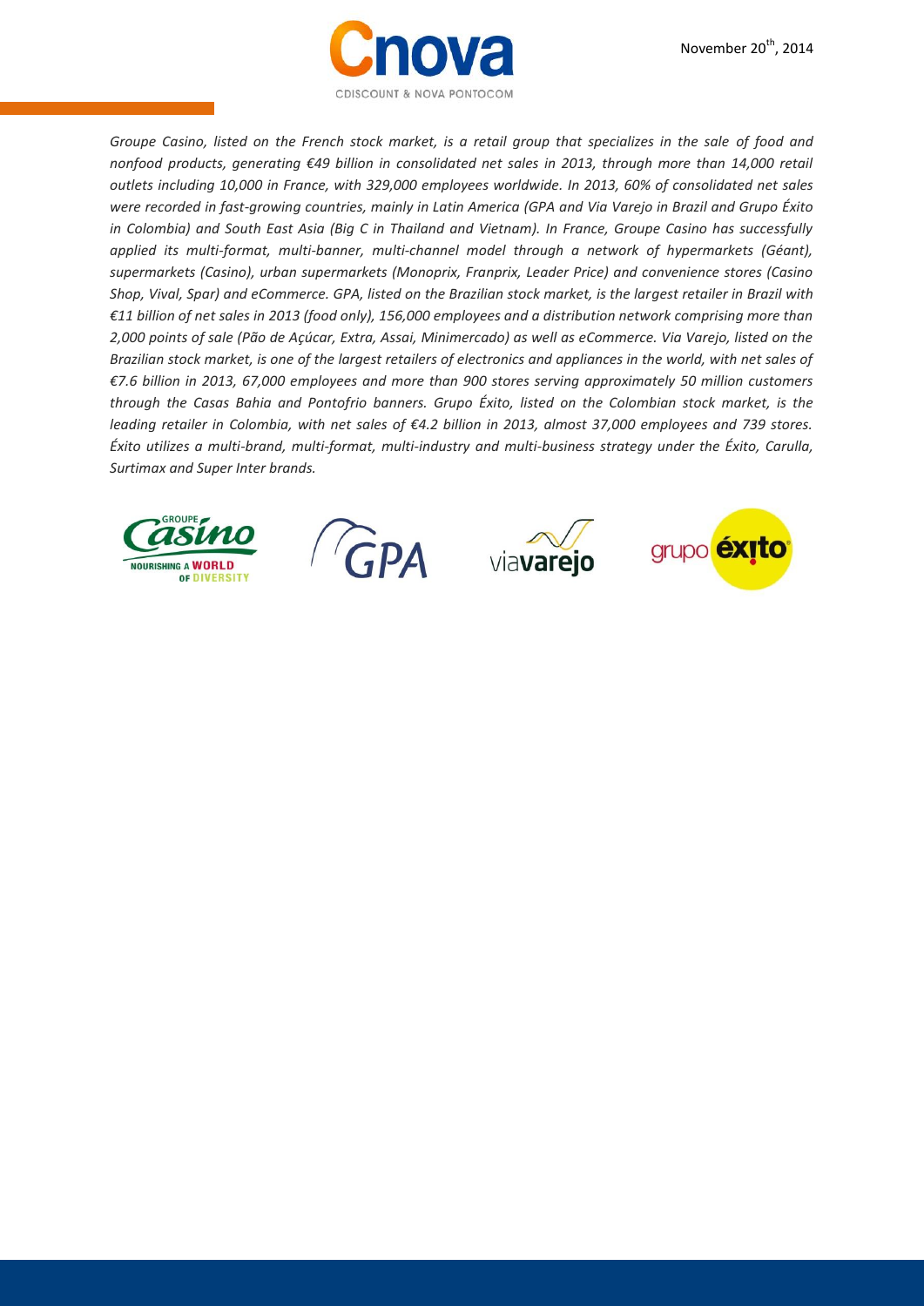*Groupe Casino, listed on the French stock market, is a retail group that specializes in the sale of food and nonfood products, generating €49 billion in consolidated net sales in 2013, through more than 14,000 retail outlets including 10,000 in France, with 329,000 employees worldwide. In 2013, 60% of consolidated net sales were recorded in fast-growing countries, mainly in Latin America (GPA and Via Varejo in Brazil and Grupo Éxito in Colombia) and South East Asia (Big C in Thailand and Vietnam). In France, Groupe Casino has successfully applied its multi-format, multi-banner, multi-channel model through a network of hypermarkets (Géant), supermarkets (Casino), urban supermarkets (Monoprix, Franprix, Leader Price) and convenience stores (Casino Shop, Vival, Spar) and eCommerce. GPA, listed on the Brazilian stock market, is the largest retailer in Brazil with €11 billion of net sales in 2013 (food only), 156,000 employees and a distribution network comprising more than 2,000 points of sale (Pão de Açúcar, Extra, Assai, Minimercado) as well as eCommerce. Via Varejo, listed on the Brazilian stock market, is one of the largest retailers of electronics and appliances in the world, with net sales of €7.6 billion in 2013, 67,000 employees and more than 900 stores serving approximately 50 million customers through the Casas Bahia and Pontofrio banners. Grupo Éxito, listed on the Colombian stock market, is the leading retailer in Colombia, with net sales of €4.2 billion in 2013, almost 37,000 employees and 739 stores. Éxito utilizes a multi-brand, multi-format, multi-industry and multi-business strategy under the Éxito, Carulla, Surtimax and Super Inter brands.*